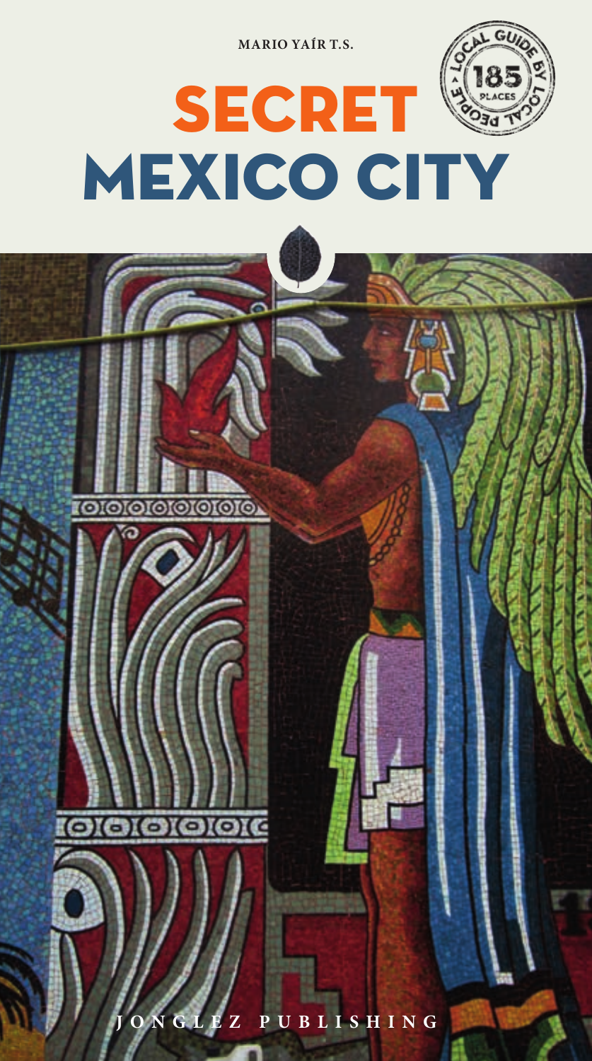MARIO YAÍR T.S.

# SECRET MEXICO CITY

LOCAL GUIDE BY LOCAL PEOPLE — 185 PLACES

JONGLEZ PUBLISHING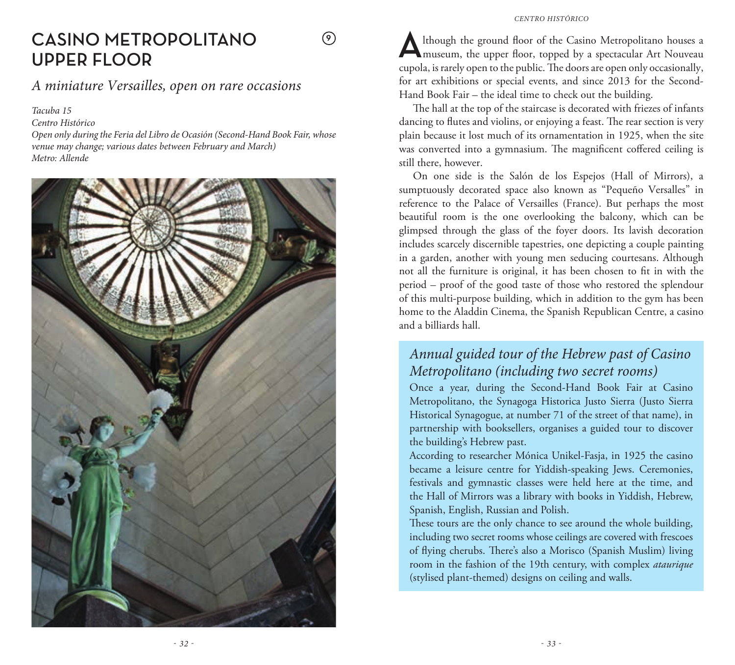# CASINO METROPOLITANO UPPER FLOOR

9

*A miniature Versailles, open on rare occasions*

*Tacuba 15*
*Centro Histórico*
*Open only during the Feria del Libro de Ocasión (Second-Hand Book Fair, whose venue may change; various dates between February and March)*
*Metro: Allende*

Although the ground floor of the Casino Metropolitano houses a museum, the upper floor, topped by a spectacular Art Nouveau cupola, is rarely open to the public. The doors are open only occasionally, for art exhibitions or special events, and since 2013 for the Second-Hand Book Fair – the ideal time to check out the building.

The hall at the top of the staircase is decorated with friezes of infants dancing to flutes and violins, or enjoying a feast. The rear section is very plain because it lost much of its ornamentation in 1925, when the site was converted into a gymnasium. The magnificent coffered ceiling is still there, however.

On one side is the Salón de los Espejos (Hall of Mirrors), a sumptuously decorated space also known as "Pequeño Versalles" in reference to the Palace of Versailles (France). But perhaps the most beautiful room is the one overlooking the balcony, which can be glimpsed through the glass of the foyer doors. Its lavish decoration includes scarcely discernible tapestries, one depicting a couple painting in a garden, another with young men seducing courtesans. Although not all the furniture is original, it has been chosen to fit in with the period – proof of the good taste of those who restored the splendour of this multi-purpose building, which in addition to the gym has been home to the Aladdin Cinema, the Spanish Republican Centre, a casino and a billiards hall.

## *Annual guided tour of the Hebrew past of Casino Metropolitano (including two secret rooms)*

Once a year, during the Second-Hand Book Fair at Casino Metropolitano, the Synagoga Historica Justo Sierra (Justo Sierra Historical Synagogue, at number 71 of the street of that name), in partnership with booksellers, organises a guided tour to discover the building's Hebrew past.

According to researcher Mónica Unikel-Fasja, in 1925 the casino became a leisure centre for Yiddish-speaking Jews. Ceremonies, festivals and gymnastic classes were held here at the time, and the Hall of Mirrors was a library with books in Yiddish, Hebrew, Spanish, English, Russian and Polish.

These tours are the only chance to see around the whole building, including two secret rooms whose ceilings are covered with frescoes of flying cherubs. There's also a Morisco (Spanish Muslim) living room in the fashion of the 19th century, with complex *ataurique* (stylised plant-themed) designs on ceiling and walls.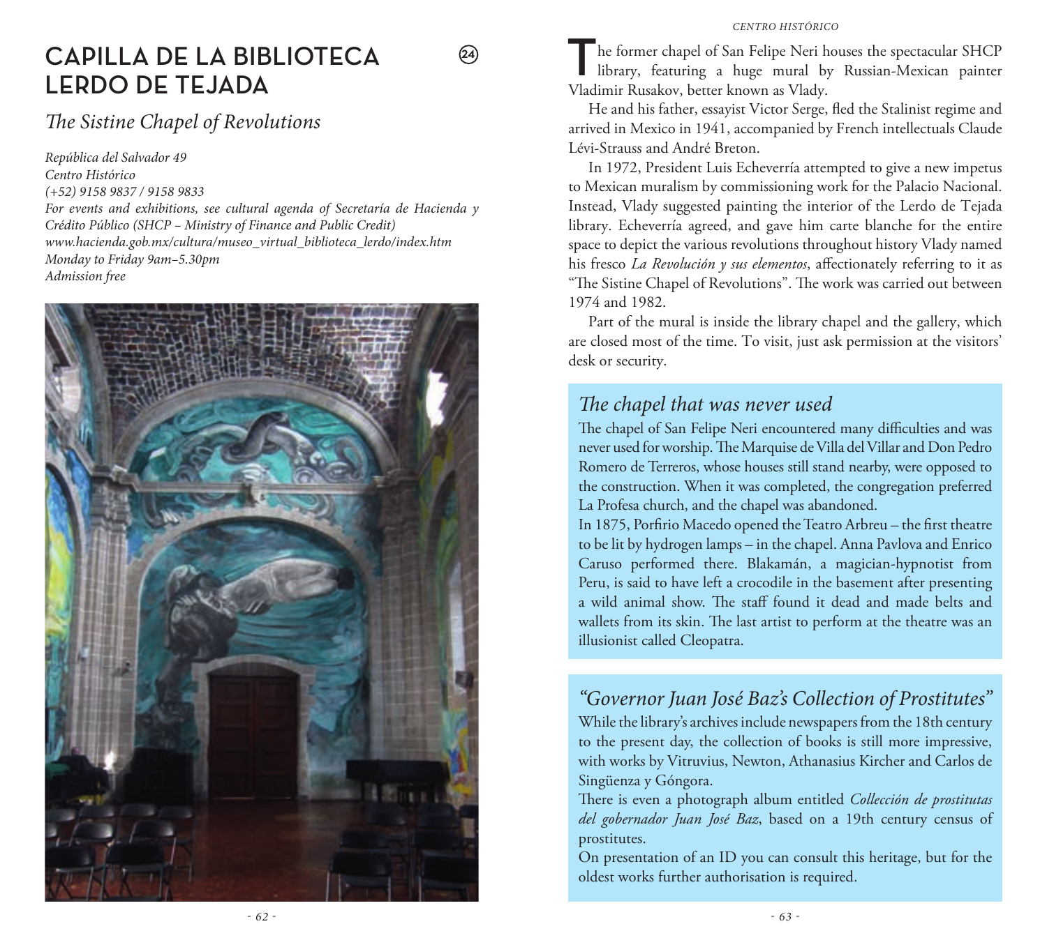# CAPILLA DE LA BIBLIOTECA LERDO DE TEJADA

24

## *The Sistine Chapel of Revolutions*

*República del Salvador 49*
*Centro Histórico*
*(+52) 9158 9837 / 9158 9833*
*For events and exhibitions, see cultural agenda of Secretaría de Hacienda y Crédito Público (SHCP – Ministry of Finance and Public Credit)*
*www.hacienda.gob.mx/cultura/museo_virtual_biblioteca_lerdo/index.htm*
*Monday to Friday 9am–5.30pm*
*Admission free*

The former chapel of San Felipe Neri houses the spectacular SHCP library, featuring a huge mural by Russian-Mexican painter Vladimir Rusakov, better known as Vlady.

He and his father, essayist Victor Serge, fled the Stalinist regime and arrived in Mexico in 1941, accompanied by French intellectuals Claude Lévi-Strauss and André Breton.

In 1972, President Luis Echeverría attempted to give a new impetus to Mexican muralism by commissioning work for the Palacio Nacional. Instead, Vlady suggested painting the interior of the Lerdo de Tejada library. Echeverría agreed, and gave him carte blanche for the entire space to depict the various revolutions throughout history Vlady named his fresco *La Revolución y sus elementos*, affectionately referring to it as "The Sistine Chapel of Revolutions". The work was carried out between 1974 and 1982.

Part of the mural is inside the library chapel and the gallery, which are closed most of the time. To visit, just ask permission at the visitors' desk or security.

### *The chapel that was never used*

The chapel of San Felipe Neri encountered many difficulties and was never used for worship. The Marquise de Villa del Villar and Don Pedro Romero de Terreros, whose houses still stand nearby, were opposed to the construction. When it was completed, the congregation preferred La Profesa church, and the chapel was abandoned.

In 1875, Porfirio Macedo opened the Teatro Arbreu – the first theatre to be lit by hydrogen lamps – in the chapel. Anna Pavlova and Enrico Caruso performed there. Blakamán, a magician-hypnotist from Peru, is said to have left a crocodile in the basement after presenting a wild animal show. The staff found it dead and made belts and wallets from its skin. The last artist to perform at the theatre was an illusionist called Cleopatra.

### *"Governor Juan José Baz's Collection of Prostitutes"*

While the library's archives include newspapers from the 18th century to the present day, the collection of books is still more impressive, with works by Vitruvius, Newton, Athanasius Kircher and Carlos de Singüenza y Góngora.

There is even a photograph album entitled *Collección de prostitutas del gobernador Juan José Baz*, based on a 19th century census of prostitutes.

On presentation of an ID you can consult this heritage, but for the oldest works further authorisation is required.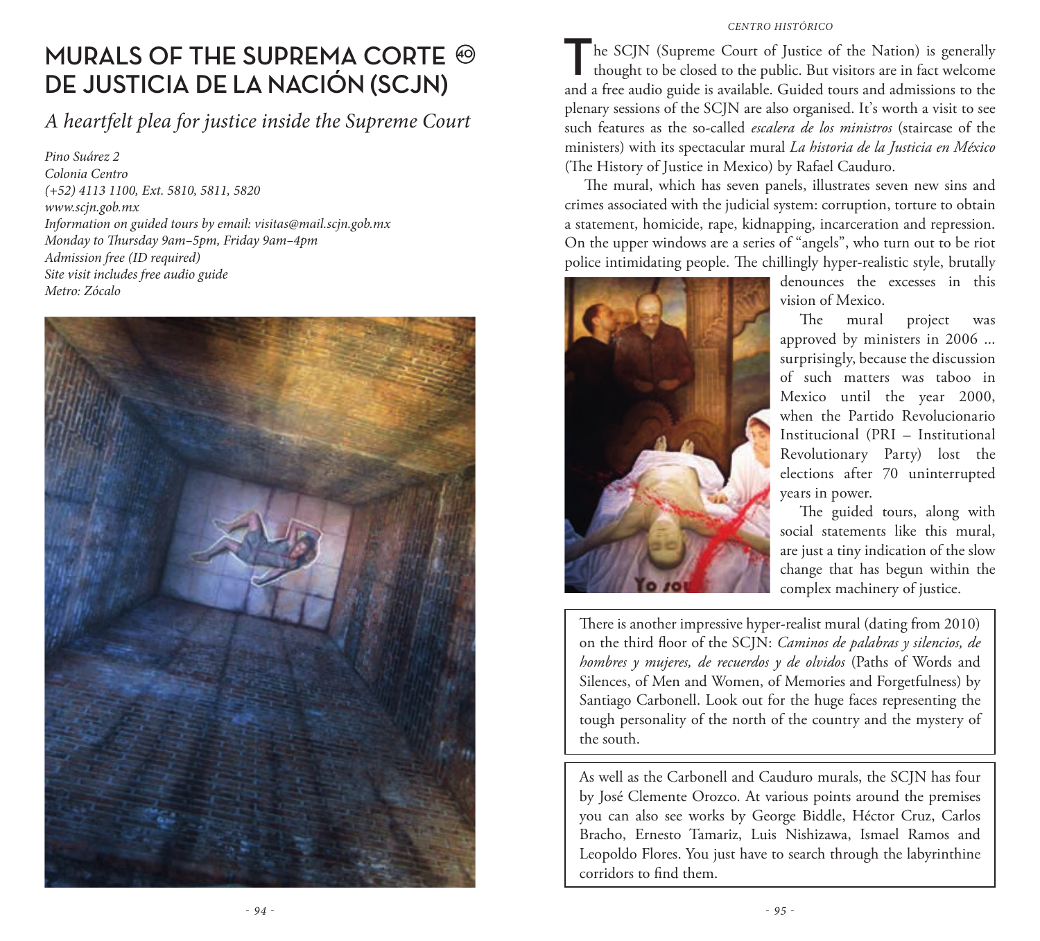# MURALS OF THE SUPREMA CORTE DE JUSTICIA DE LA NACIÓN (SCJN)

*A heartfelt plea for justice inside the Supreme Court*

*Pino Suárez 2*
*Colonia Centro*
*(+52) 4113 1100, Ext. 5810, 5811, 5820*
*www.scjn.gob.mx*
*Information on guided tours by email: visitas@mail.scjn.gob.mx*
*Monday to Thursday 9am–5pm, Friday 9am–4pm*
*Admission free (ID required)*
*Site visit includes free audio guide*
*Metro: Zócalo*

The SCJN (Supreme Court of Justice of the Nation) is generally thought to be closed to the public. But visitors are in fact welcome and a free audio guide is available. Guided tours and admissions to the plenary sessions of the SCJN are also organised. It's worth a visit to see such features as the so-called *escalera de los ministros* (staircase of the ministers) with its spectacular mural *La historia de la Justicia en México* (The History of Justice in Mexico) by Rafael Cauduro.

The mural, which has seven panels, illustrates seven new sins and crimes associated with the judicial system: corruption, torture to obtain a statement, homicide, rape, kidnapping, incarceration and repression. On the upper windows are a series of "angels", who turn out to be riot police intimidating people. The chillingly hyper-realistic style, brutally denounces the excesses in this vision of Mexico.

The mural project was approved by ministers in 2006 ... surprisingly, because the discussion of such matters was taboo in Mexico until the year 2000, when the Partido Revolucionario Institucional (PRI – Institutional Revolutionary Party) lost the elections after 70 uninterrupted years in power.

The guided tours, along with social statements like this mural, are just a tiny indication of the slow change that has begun within the complex machinery of justice.

There is another impressive hyper-realist mural (dating from 2010) on the third floor of the SCJN: *Caminos de palabras y silencios, de hombres y mujeres, de recuerdos y de olvidos* (Paths of Words and Silences, of Men and Women, of Memories and Forgetfulness) by Santiago Carbonell. Look out for the huge faces representing the tough personality of the north of the country and the mystery of the south.

As well as the Carbonell and Cauduro murals, the SCJN has four by José Clemente Orozco. At various points around the premises you can also see works by George Biddle, Héctor Cruz, Carlos Bracho, Ernesto Tamariz, Luis Nishizawa, Ismael Ramos and Leopoldo Flores. You just have to search through the labyrinthine corridors to find them.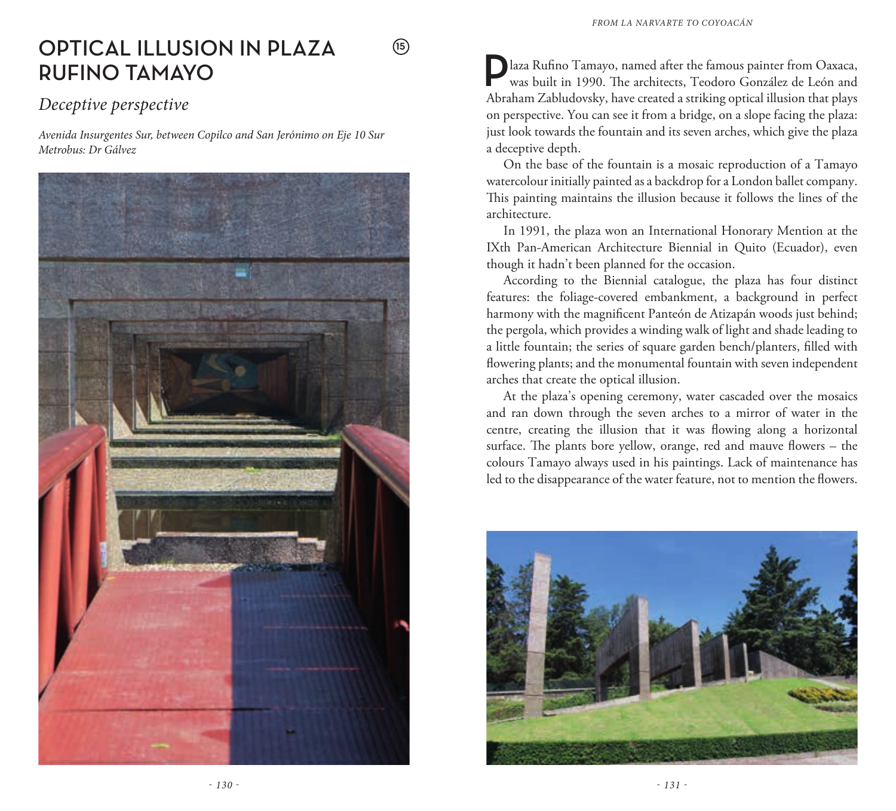# OPTICAL ILLUSION IN PLAZA RUFINO TAMAYO

⑮

## *Deceptive perspective*

*Avenida Insurgentes Sur, between Copilco and San Jerónimo on Eje 10 Sur*
*Metrobus: Dr Gálvez*

Plaza Rufino Tamayo, named after the famous painter from Oaxaca, was built in 1990. The architects, Teodoro González de León and Abraham Zabludovsky, have created a striking optical illusion that plays on perspective. You can see it from a bridge, on a slope facing the plaza: just look towards the fountain and its seven arches, which give the plaza a deceptive depth.

On the base of the fountain is a mosaic reproduction of a Tamayo watercolour initially painted as a backdrop for a London ballet company. This painting maintains the illusion because it follows the lines of the architecture.

In 1991, the plaza won an International Honorary Mention at the IXth Pan-American Architecture Biennial in Quito (Ecuador), even though it hadn't been planned for the occasion.

According to the Biennial catalogue, the plaza has four distinct features: the foliage-covered embankment, a background in perfect harmony with the magnificent Panteón de Atizapán woods just behind; the pergola, which provides a winding walk of light and shade leading to a little fountain; the series of square garden bench/planters, filled with flowering plants; and the monumental fountain with seven independent arches that create the optical illusion.

At the plaza's opening ceremony, water cascaded over the mosaics and ran down through the seven arches to a mirror of water in the centre, creating the illusion that it was flowing along a horizontal surface. The plants bore yellow, orange, red and mauve flowers – the colours Tamayo always used in his paintings. Lack of maintenance has led to the disappearance of the water feature, not to mention the flowers.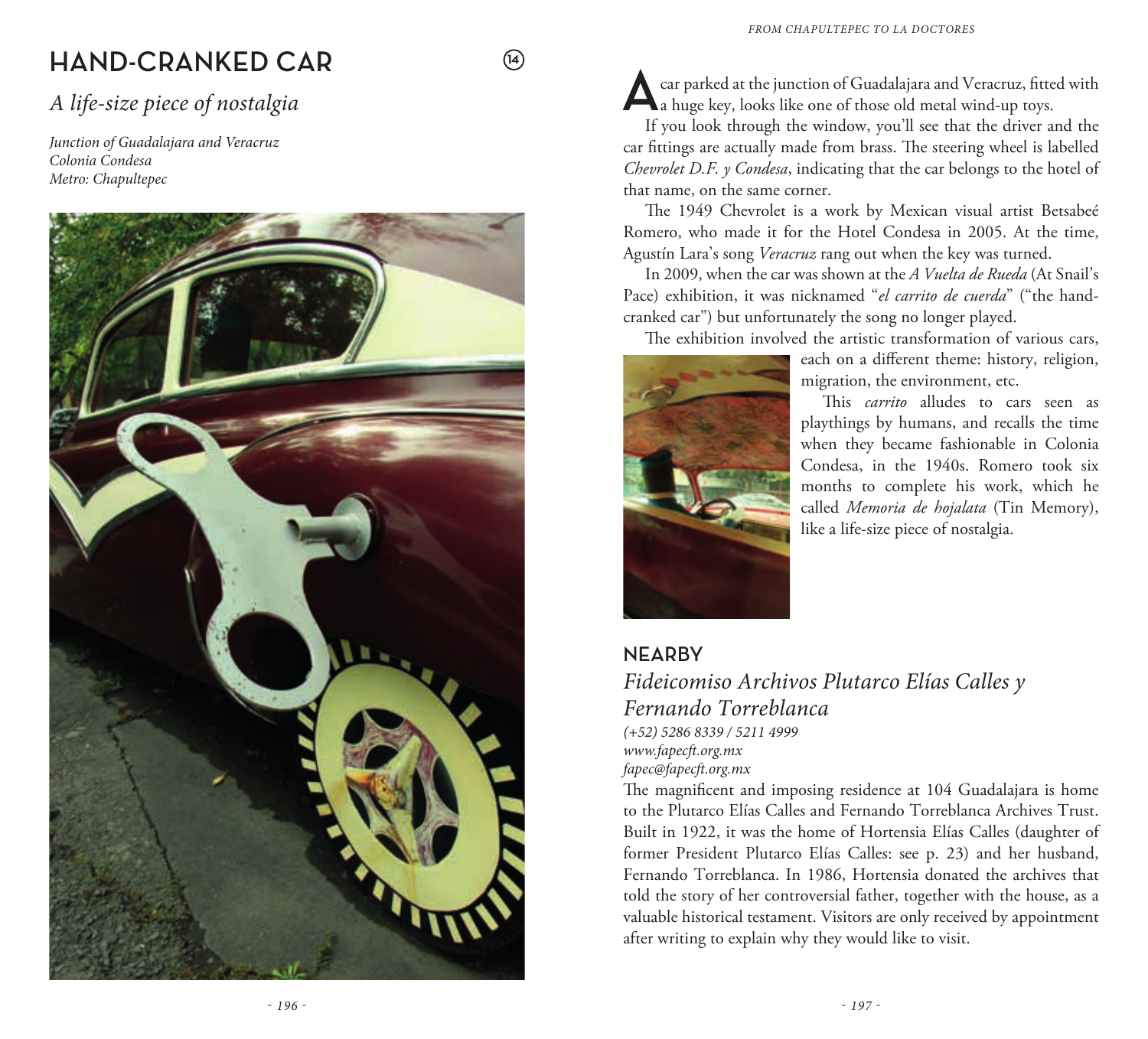# HAND-CRANKED CAR

(14)

*A life-size piece of nostalgia*

*Junction of Guadalajara and Veracruz*
*Colonia Condesa*
*Metro: Chapultepec*

A car parked at the junction of Guadalajara and Veracruz, fitted with a huge key, looks like one of those old metal wind-up toys.

If you look through the window, you'll see that the driver and the car fittings are actually made from brass. The steering wheel is labelled *Chevrolet D.F. y Condesa*, indicating that the car belongs to the hotel of that name, on the same corner.

The 1949 Chevrolet is a work by Mexican visual artist Betsabeé Romero, who made it for the Hotel Condesa in 2005. At the time, Agustín Lara's song *Veracruz* rang out when the key was turned.

In 2009, when the car was shown at the *A Vuelta de Rueda* (At Snail's Pace) exhibition, it was nicknamed "*el carrito de cuerda*" ("the hand-cranked car") but unfortunately the song no longer played.

The exhibition involved the artistic transformation of various cars, each on a different theme: history, religion, migration, the environment, etc.

This *carrito* alludes to cars seen as playthings by humans, and recalls the time when they became fashionable in Colonia Condesa, in the 1940s. Romero took six months to complete his work, which he called *Memoria de hojalata* (Tin Memory), like a life-size piece of nostalgia.

## NEARBY

### *Fideicomiso Archivos Plutarco Elías Calles y Fernando Torreblanca*

*(+52) 5286 8339 / 5211 4999*
*www.fapecft.org.mx*
*fapec@fapecft.org.mx*

The magnificent and imposing residence at 104 Guadalajara is home to the Plutarco Elías Calles and Fernando Torreblanca Archives Trust. Built in 1922, it was the home of Hortensia Elías Calles (daughter of former President Plutarco Elías Calles: see p. 23) and her husband, Fernando Torreblanca. In 1986, Hortensia donated the archives that told the story of her controversial father, together with the house, as a valuable historical testament. Visitors are only received by appointment after writing to explain why they would like to visit.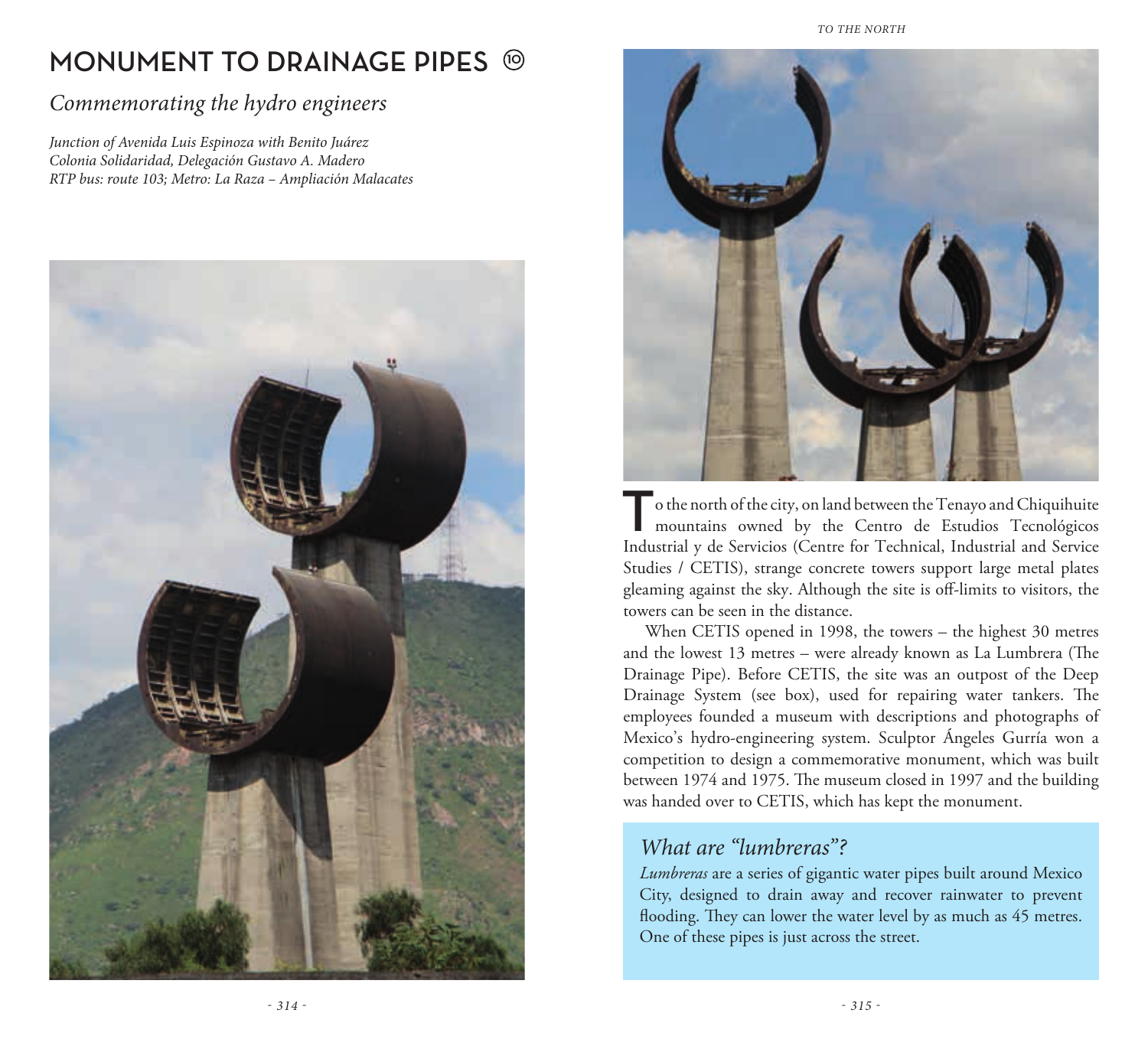# MONUMENT TO DRAINAGE PIPES ⑩

## *Commemorating the hydro engineers*

*Junction of Avenida Luis Espinoza with Benito Juárez*
*Colonia Solidaridad, Delegación Gustavo A. Madero*
*RTP bus: route 103; Metro: La Raza – Ampliación Malacates*

To the north of the city, on land between the Tenayo and Chiquihuite mountains owned by the Centro de Estudios Tecnológicos Industrial y de Servicios (Centre for Technical, Industrial and Service Studies / CETIS), strange concrete towers support large metal plates gleaming against the sky. Although the site is off-limits to visitors, the towers can be seen in the distance.

When CETIS opened in 1998, the towers – the highest 30 metres and the lowest 13 metres – were already known as La Lumbrera (The Drainage Pipe). Before CETIS, the site was an outpost of the Deep Drainage System (see box), used for repairing water tankers. The employees founded a museum with descriptions and photographs of Mexico's hydro-engineering system. Sculptor Ángeles Gurría won a competition to design a commemorative monument, which was built between 1974 and 1975. The museum closed in 1997 and the building was handed over to CETIS, which has kept the monument.

### *What are "lumbreras"?*

*Lumbreras* are a series of gigantic water pipes built around Mexico City, designed to drain away and recover rainwater to prevent flooding. They can lower the water level by as much as 45 metres. One of these pipes is just across the street.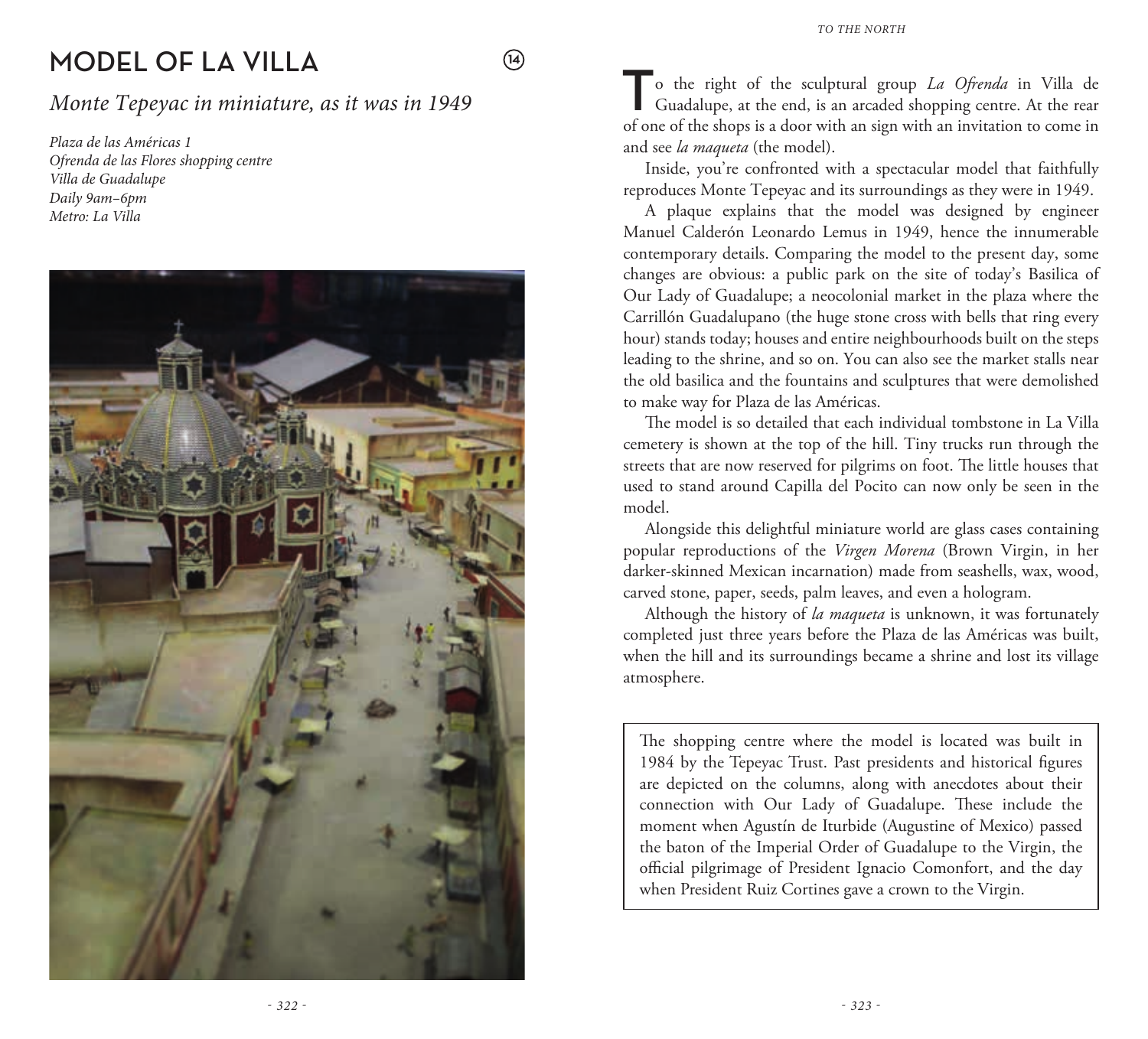# MODEL OF LA VILLA

14

*Monte Tepeyac in miniature, as it was in 1949*

*Plaza de las Américas 1*
*Ofrenda de las Flores shopping centre*
*Villa de Guadalupe*
*Daily 9am–6pm*
*Metro: La Villa*

To the right of the sculptural group *La Ofrenda* in Villa de Guadalupe, at the end, is an arcaded shopping centre. At the rear of one of the shops is a door with an sign with an invitation to come in and see *la maqueta* (the model).

Inside, you're confronted with a spectacular model that faithfully reproduces Monte Tepeyac and its surroundings as they were in 1949.

A plaque explains that the model was designed by engineer Manuel Calderón Leonardo Lemus in 1949, hence the innumerable contemporary details. Comparing the model to the present day, some changes are obvious: a public park on the site of today's Basilica of Our Lady of Guadalupe; a neocolonial market in the plaza where the Carrillón Guadalupano (the huge stone cross with bells that ring every hour) stands today; houses and entire neighbourhoods built on the steps leading to the shrine, and so on. You can also see the market stalls near the old basilica and the fountains and sculptures that were demolished to make way for Plaza de las Américas.

The model is so detailed that each individual tombstone in La Villa cemetery is shown at the top of the hill. Tiny trucks run through the streets that are now reserved for pilgrims on foot. The little houses that used to stand around Capilla del Pocito can now only be seen in the model.

Alongside this delightful miniature world are glass cases containing popular reproductions of the *Virgen Morena* (Brown Virgin, in her darker-skinned Mexican incarnation) made from seashells, wax, wood, carved stone, paper, seeds, palm leaves, and even a hologram.

Although the history of *la maqueta* is unknown, it was fortunately completed just three years before the Plaza de las Américas was built, when the hill and its surroundings became a shrine and lost its village atmosphere.

The shopping centre where the model is located was built in 1984 by the Tepeyac Trust. Past presidents and historical figures are depicted on the columns, along with anecdotes about their connection with Our Lady of Guadalupe. These include the moment when Agustín de Iturbide (Augustine of Mexico) passed the baton of the Imperial Order of Guadalupe to the Virgin, the official pilgrimage of President Ignacio Comonfort, and the day when President Ruiz Cortines gave a crown to the Virgin.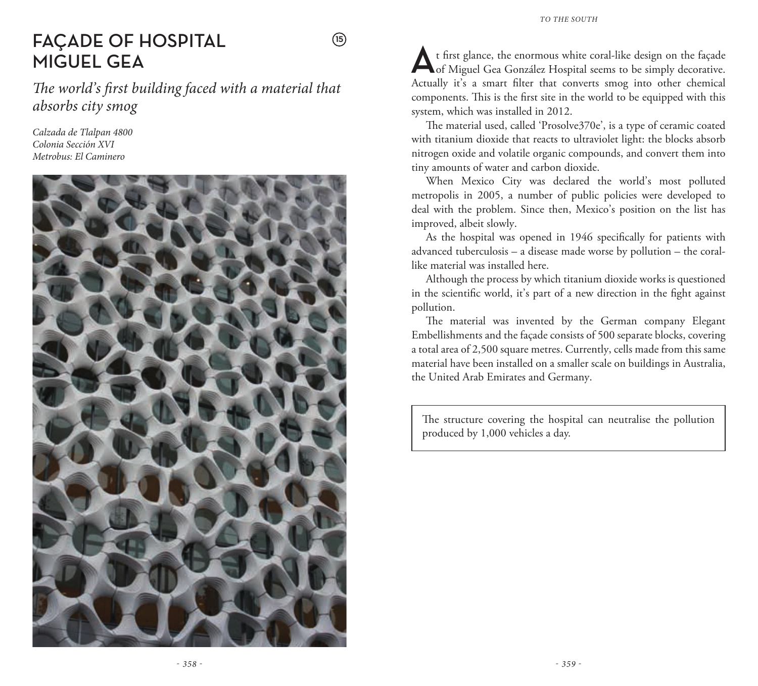# FAÇADE OF HOSPITAL MIGUEL GEA

(15)

*The world's first building faced with a material that absorbs city smog*

*Calzada de Tlalpan 4800*
*Colonia Sección XVI*
*Metrobus: El Caminero*

At first glance, the enormous white coral-like design on the façade of Miguel Gea González Hospital seems to be simply decorative. Actually it's a smart filter that converts smog into other chemical components. This is the first site in the world to be equipped with this system, which was installed in 2012.

The material used, called 'Prosolve370e', is a type of ceramic coated with titanium dioxide that reacts to ultraviolet light: the blocks absorb nitrogen oxide and volatile organic compounds, and convert them into tiny amounts of water and carbon dioxide.

When Mexico City was declared the world's most polluted metropolis in 2005, a number of public policies were developed to deal with the problem. Since then, Mexico's position on the list has improved, albeit slowly.

As the hospital was opened in 1946 specifically for patients with advanced tuberculosis – a disease made worse by pollution – the coral-like material was installed here.

Although the process by which titanium dioxide works is questioned in the scientific world, it's part of a new direction in the fight against pollution.

The material was invented by the German company Elegant Embellishments and the façade consists of 500 separate blocks, covering a total area of 2,500 square metres. Currently, cells made from this same material have been installed on a smaller scale on buildings in Australia, the United Arab Emirates and Germany.

> The structure covering the hospital can neutralise the pollution produced by 1,000 vehicles a day.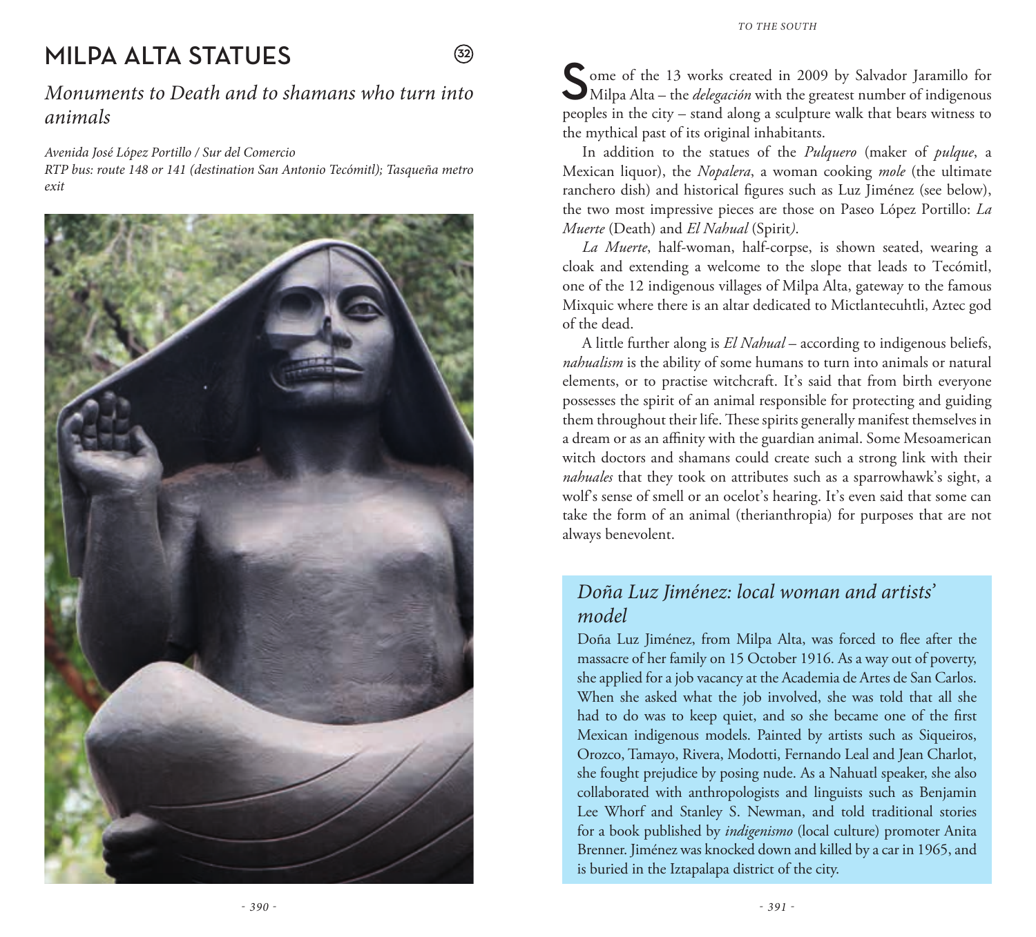# MILPA ALTA STATUES

㉜

*Monuments to Death and to shamans who turn into animals*

*Avenida José López Portillo / Sur del Comercio*
*RTP bus: route 148 or 141 (destination San Antonio Tecómitl); Tasqueña metro exit*

Some of the 13 works created in 2009 by Salvador Jaramillo for Milpa Alta – the *delegación* with the greatest number of indigenous peoples in the city – stand along a sculpture walk that bears witness to the mythical past of its original inhabitants.

In addition to the statues of the *Pulquero* (maker of *pulque*, a Mexican liquor), the *Nopalera*, a woman cooking *mole* (the ultimate ranchero dish) and historical figures such as Luz Jiménez (see below), the two most impressive pieces are those on Paseo López Portillo: *La Muerte* (Death) and *El Nahual* (Spirit).

*La Muerte*, half-woman, half-corpse, is shown seated, wearing a cloak and extending a welcome to the slope that leads to Tecómitl, one of the 12 indigenous villages of Milpa Alta, gateway to the famous Mixquic where there is an altar dedicated to Mictlantecuhtli, Aztec god of the dead.

A little further along is *El Nahual* – according to indigenous beliefs, *nahualism* is the ability of some humans to turn into animals or natural elements, or to practise witchcraft. It's said that from birth everyone possesses the spirit of an animal responsible for protecting and guiding them throughout their life. These spirits generally manifest themselves in a dream or as an affinity with the guardian animal. Some Mesoamerican witch doctors and shamans could create such a strong link with their *nahuales* that they took on attributes such as a sparrowhawk's sight, a wolf's sense of smell or an ocelot's hearing. It's even said that some can take the form of an animal (therianthropia) for purposes that are not always benevolent.

## *Doña Luz Jiménez: local woman and artists' model*

Doña Luz Jiménez, from Milpa Alta, was forced to flee after the massacre of her family on 15 October 1916. As a way out of poverty, she applied for a job vacancy at the Academia de Artes de San Carlos. When she asked what the job involved, she was told that all she had to do was to keep quiet, and so she became one of the first Mexican indigenous models. Painted by artists such as Siqueiros, Orozco, Tamayo, Rivera, Modotti, Fernando Leal and Jean Charlot, she fought prejudice by posing nude. As a Nahuatl speaker, she also collaborated with anthropologists and linguists such as Benjamin Lee Whorf and Stanley S. Newman, and told traditional stories for a book published by *indigenismo* (local culture) promoter Anita Brenner. Jiménez was knocked down and killed by a car in 1965, and is buried in the Iztapalapa district of the city.